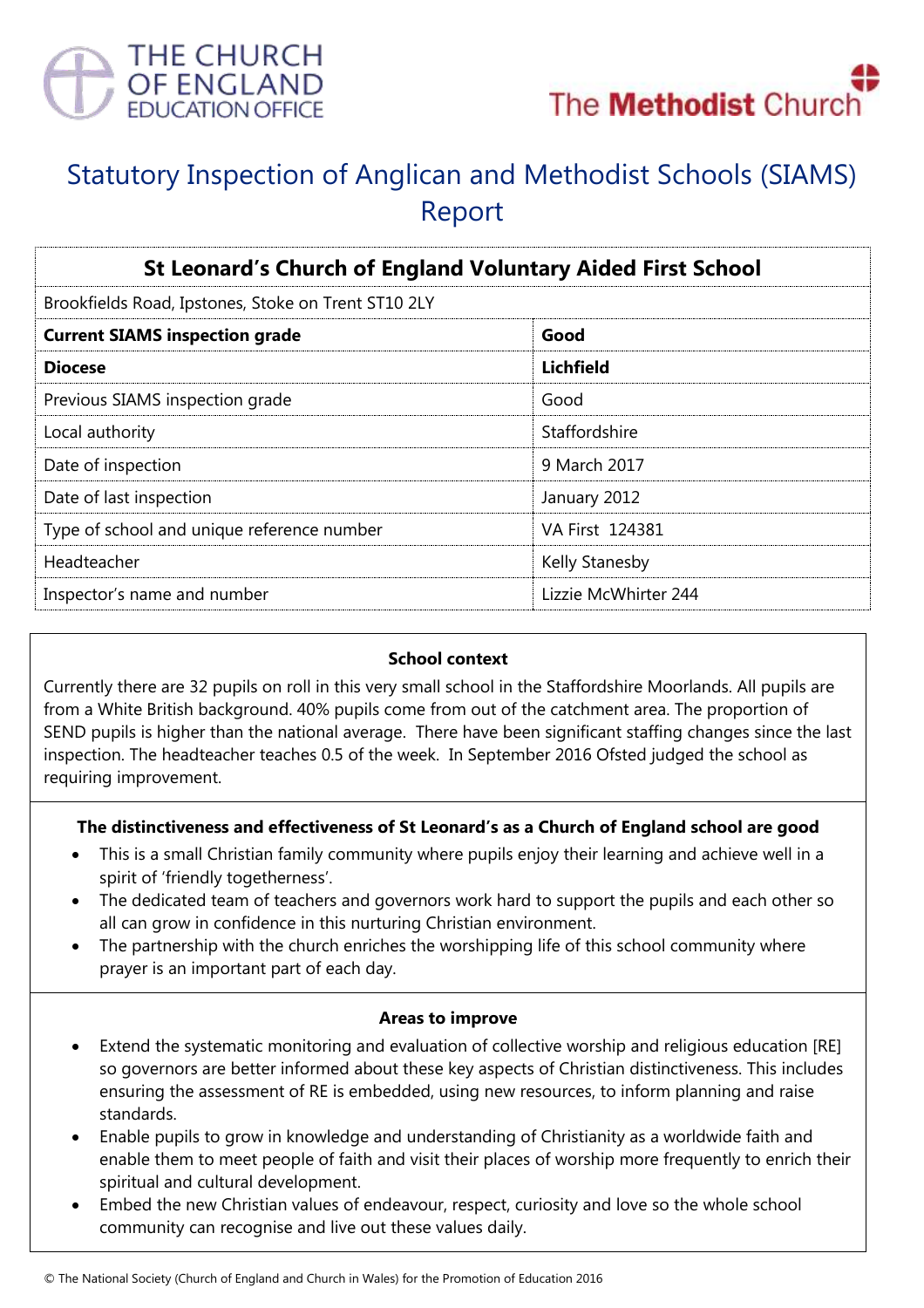THE CHURCH OF ENGLAND EDUCATION OFFICE

The Methodist Church

# Statutory Inspection of Anglican and Methodist Schools (SIAMS) Report

| St Leonard's Church of England Voluntary Aided First School | |
|---|---|
| Brookfields Road, Ipstones, Stoke on Trent ST10 2LY | |
| **Current SIAMS inspection grade** | **Good** |
| **Diocese** | **Lichfield** |
| Previous SIAMS inspection grade | Good |
| Local authority | Staffordshire |
| Date of inspection | 9 March 2017 |
| Date of last inspection | January 2012 |
| Type of school and unique reference number | VA First 124381 |
| Headteacher | Kelly Stanesby |
| Inspector's name and number | Lizzie McWhirter 244 |

### School context

Currently there are 32 pupils on roll in this very small school in the Staffordshire Moorlands. All pupils are from a White British background. 40% pupils come from out of the catchment area. The proportion of SEND pupils is higher than the national average. There have been significant staffing changes since the last inspection. The headteacher teaches 0.5 of the week. In September 2016 Ofsted judged the school as requiring improvement.

### The distinctiveness and effectiveness of St Leonard's as a Church of England school are good

- This is a small Christian family community where pupils enjoy their learning and achieve well in a spirit of 'friendly togetherness'.
- The dedicated team of teachers and governors work hard to support the pupils and each other so all can grow in confidence in this nurturing Christian environment.
- The partnership with the church enriches the worshipping life of this school community where prayer is an important part of each day.

### Areas to improve

- Extend the systematic monitoring and evaluation of collective worship and religious education [RE] so governors are better informed about these key aspects of Christian distinctiveness. This includes ensuring the assessment of RE is embedded, using new resources, to inform planning and raise standards.
- Enable pupils to grow in knowledge and understanding of Christianity as a worldwide faith and enable them to meet people of faith and visit their places of worship more frequently to enrich their spiritual and cultural development.
- Embed the new Christian values of endeavour, respect, curiosity and love so the whole school community can recognise and live out these values daily.

© The National Society (Church of England and Church in Wales) for the Promotion of Education 2016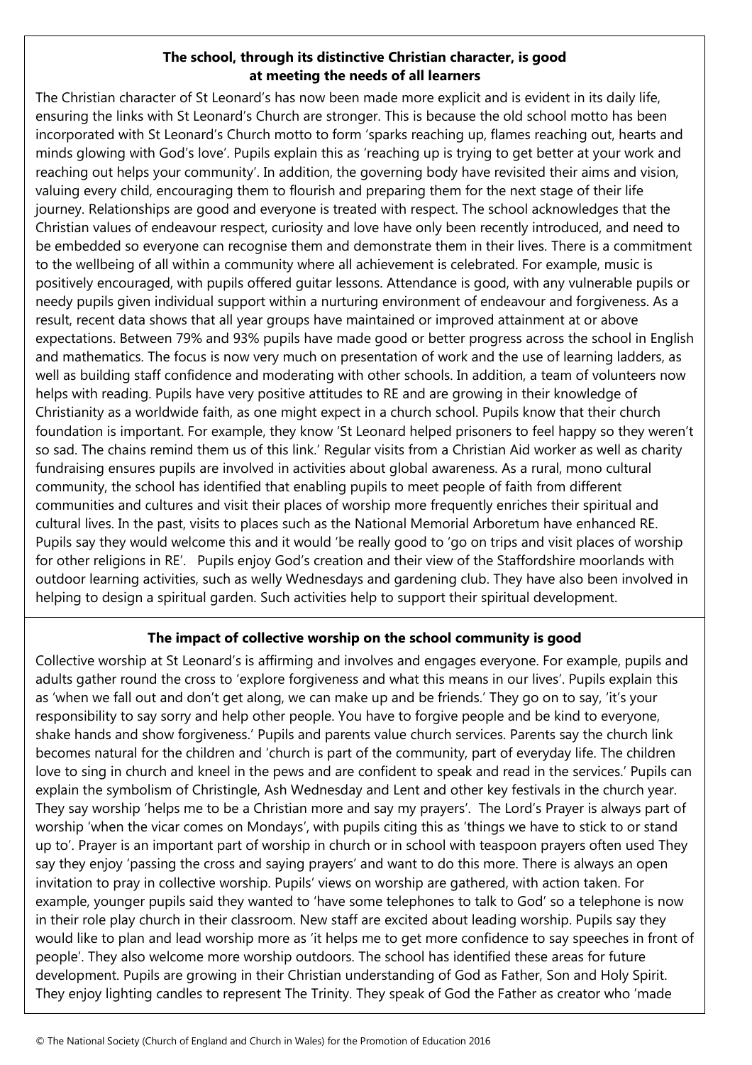**The school, through its distinctive Christian character, is good at meeting the needs of all learners**

The Christian character of St Leonard's has now been made more explicit and is evident in its daily life, ensuring the links with St Leonard's Church are stronger. This is because the old school motto has been incorporated with St Leonard's Church motto to form 'sparks reaching up, flames reaching out, hearts and minds glowing with God's love'. Pupils explain this as 'reaching up is trying to get better at your work and reaching out helps your community'. In addition, the governing body have revisited their aims and vision, valuing every child, encouraging them to flourish and preparing them for the next stage of their life journey. Relationships are good and everyone is treated with respect. The school acknowledges that the Christian values of endeavour respect, curiosity and love have only been recently introduced, and need to be embedded so everyone can recognise them and demonstrate them in their lives. There is a commitment to the wellbeing of all within a community where all achievement is celebrated. For example, music is positively encouraged, with pupils offered guitar lessons. Attendance is good, with any vulnerable pupils or needy pupils given individual support within a nurturing environment of endeavour and forgiveness. As a result, recent data shows that all year groups have maintained or improved attainment at or above expectations. Between 79% and 93% pupils have made good or better progress across the school in English and mathematics. The focus is now very much on presentation of work and the use of learning ladders, as well as building staff confidence and moderating with other schools. In addition, a team of volunteers now helps with reading. Pupils have very positive attitudes to RE and are growing in their knowledge of Christianity as a worldwide faith, as one might expect in a church school. Pupils know that their church foundation is important. For example, they know 'St Leonard helped prisoners to feel happy so they weren't so sad. The chains remind them us of this link.' Regular visits from a Christian Aid worker as well as charity fundraising ensures pupils are involved in activities about global awareness. As a rural, mono cultural community, the school has identified that enabling pupils to meet people of faith from different communities and cultures and visit their places of worship more frequently enriches their spiritual and cultural lives. In the past, visits to places such as the National Memorial Arboretum have enhanced RE. Pupils say they would welcome this and it would 'be really good to 'go on trips and visit places of worship for other religions in RE'. Pupils enjoy God's creation and their view of the Staffordshire moorlands with outdoor learning activities, such as welly Wednesdays and gardening club. They have also been involved in helping to design a spiritual garden. Such activities help to support their spiritual development.

**The impact of collective worship on the school community is good**

Collective worship at St Leonard's is affirming and involves and engages everyone. For example, pupils and adults gather round the cross to 'explore forgiveness and what this means in our lives'. Pupils explain this as 'when we fall out and don't get along, we can make up and be friends.' They go on to say, 'it's your responsibility to say sorry and help other people. You have to forgive people and be kind to everyone, shake hands and show forgiveness.' Pupils and parents value church services. Parents say the church link becomes natural for the children and 'church is part of the community, part of everyday life. The children love to sing in church and kneel in the pews and are confident to speak and read in the services.' Pupils can explain the symbolism of Christingle, Ash Wednesday and Lent and other key festivals in the church year. They say worship 'helps me to be a Christian more and say my prayers'. The Lord's Prayer is always part of worship 'when the vicar comes on Mondays', with pupils citing this as 'things we have to stick to or stand up to'. Prayer is an important part of worship in church or in school with teaspoon prayers often used They say they enjoy 'passing the cross and saying prayers' and want to do this more. There is always an open invitation to pray in collective worship. Pupils' views on worship are gathered, with action taken. For example, younger pupils said they wanted to 'have some telephones to talk to God' so a telephone is now in their role play church in their classroom. New staff are excited about leading worship. Pupils say they would like to plan and lead worship more as 'it helps me to get more confidence to say speeches in front of people'. They also welcome more worship outdoors. The school has identified these areas for future development. Pupils are growing in their Christian understanding of God as Father, Son and Holy Spirit. They enjoy lighting candles to represent The Trinity. They speak of God the Father as creator who 'made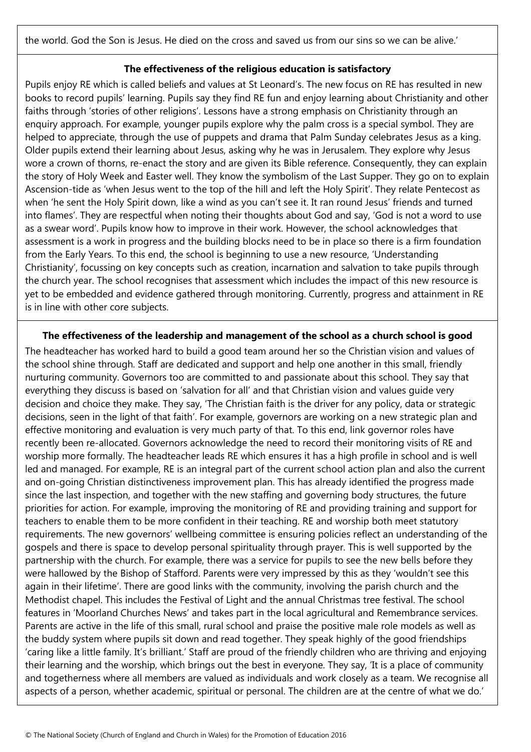the world. God the Son is Jesus. He died on the cross and saved us from our sins so we can be alive.'

### The effectiveness of the religious education is satisfactory

Pupils enjoy RE which is called beliefs and values at St Leonard's. The new focus on RE has resulted in new books to record pupils' learning. Pupils say they find RE fun and enjoy learning about Christianity and other faiths through 'stories of other religions'. Lessons have a strong emphasis on Christianity through an enquiry approach. For example, younger pupils explore why the palm cross is a special symbol. They are helped to appreciate, through the use of puppets and drama that Palm Sunday celebrates Jesus as a king. Older pupils extend their learning about Jesus, asking why he was in Jerusalem. They explore why Jesus wore a crown of thorns, re-enact the story and are given its Bible reference. Consequently, they can explain the story of Holy Week and Easter well. They know the symbolism of the Last Supper. They go on to explain Ascension-tide as 'when Jesus went to the top of the hill and left the Holy Spirit'. They relate Pentecost as when 'he sent the Holy Spirit down, like a wind as you can't see it. It ran round Jesus' friends and turned into flames'. They are respectful when noting their thoughts about God and say, 'God is not a word to use as a swear word'. Pupils know how to improve in their work. However, the school acknowledges that assessment is a work in progress and the building blocks need to be in place so there is a firm foundation from the Early Years. To this end, the school is beginning to use a new resource, 'Understanding Christianity', focussing on key concepts such as creation, incarnation and salvation to take pupils through the church year. The school recognises that assessment which includes the impact of this new resource is yet to be embedded and evidence gathered through monitoring. Currently, progress and attainment in RE is in line with other core subjects.

### The effectiveness of the leadership and management of the school as a church school is good

The headteacher has worked hard to build a good team around her so the Christian vision and values of the school shine through. Staff are dedicated and support and help one another in this small, friendly nurturing community. Governors too are committed to and passionate about this school. They say that everything they discuss is based on 'salvation for all' and that Christian vision and values guide very decision and choice they make. They say, 'The Christian faith is the driver for any policy, data or strategic decisions, seen in the light of that faith'. For example, governors are working on a new strategic plan and effective monitoring and evaluation is very much party of that. To this end, link governor roles have recently been re-allocated. Governors acknowledge the need to record their monitoring visits of RE and worship more formally. The headteacher leads RE which ensures it has a high profile in school and is well led and managed. For example, RE is an integral part of the current school action plan and also the current and on-going Christian distinctiveness improvement plan. This has already identified the progress made since the last inspection, and together with the new staffing and governing body structures, the future priorities for action. For example, improving the monitoring of RE and providing training and support for teachers to enable them to be more confident in their teaching. RE and worship both meet statutory requirements. The new governors' wellbeing committee is ensuring policies reflect an understanding of the gospels and there is space to develop personal spirituality through prayer. This is well supported by the partnership with the church. For example, there was a service for pupils to see the new bells before they were hallowed by the Bishop of Stafford. Parents were very impressed by this as they 'wouldn't see this again in their lifetime'. There are good links with the community, involving the parish church and the Methodist chapel. This includes the Festival of Light and the annual Christmas tree festival. The school features in 'Moorland Churches News' and takes part in the local agricultural and Remembrance services. Parents are active in the life of this small, rural school and praise the positive male role models as well as the buddy system where pupils sit down and read together. They speak highly of the good friendships 'caring like a little family. It's brilliant.' Staff are proud of the friendly children who are thriving and enjoying their learning and the worship, which brings out the best in everyone. They say, 'It is a place of community and togetherness where all members are valued as individuals and work closely as a team. We recognise all aspects of a person, whether academic, spiritual or personal. The children are at the centre of what we do.'